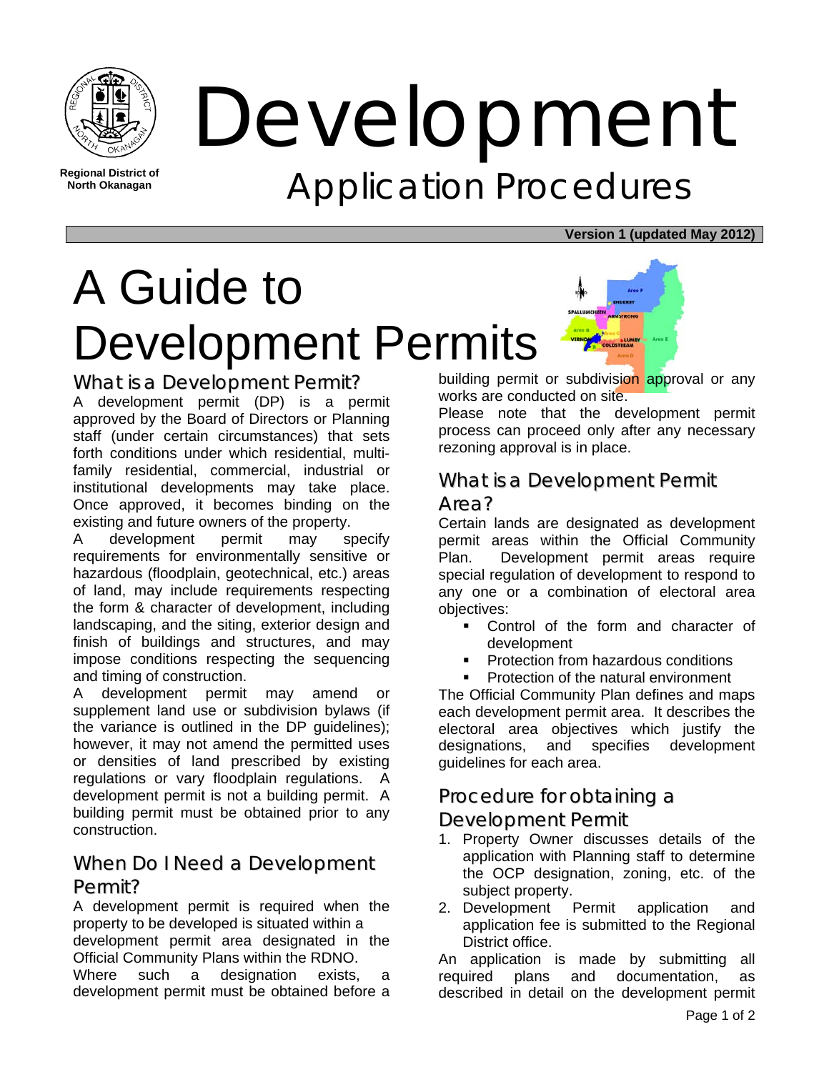Regional District of North Okanagan

# Development

## Application Procedures

**Version 1 (updated May 2012)**

# A Guide to Development Permits

## What is a Development Permit?

A development permit (DP) is a permit approved by the Board of Directors or Planning staff (under certain circumstances) that sets forth conditions under which residential, multi-family residential, commercial, industrial or institutional developments may take place. Once approved, it becomes binding on the existing and future owners of the property.

A development permit may specify requirements for environmentally sensitive or hazardous (floodplain, geotechnical, etc.) areas of land, may include requirements respecting the form & character of development, including landscaping, and the siting, exterior design and finish of buildings and structures, and may impose conditions respecting the sequencing and timing of construction.

A development permit may amend or supplement land use or subdivision bylaws (if the variance is outlined in the DP guidelines); however, it may not amend the permitted uses or densities of land prescribed by existing regulations or vary floodplain regulations. A development permit is not a building permit. A building permit must be obtained prior to any construction.

## When Do I Need a Development Permit?

A development permit is required when the property to be developed is situated within a development permit area designated in the Official Community Plans within the RDNO.

Where such a designation exists, a development permit must be obtained before a building permit or subdivision approval or any works are conducted on site.

Please note that the development permit process can proceed only after any necessary rezoning approval is in place.

## What is a Development Permit Area?

Certain lands are designated as development permit areas within the Official Community Plan. Development permit areas require special regulation of development to respond to any one or a combination of electoral area objectives:

- Control of the form and character of development
- Protection from hazardous conditions
- Protection of the natural environment

The Official Community Plan defines and maps each development permit area. It describes the electoral area objectives which justify the designations, and specifies development guidelines for each area.

## Procedure for obtaining a Development Permit

1. Property Owner discusses details of the application with Planning staff to determine the OCP designation, zoning, etc. of the subject property.
2. Development Permit application and application fee is submitted to the Regional District office.

An application is made by submitting all required plans and documentation, as described in detail on the development permit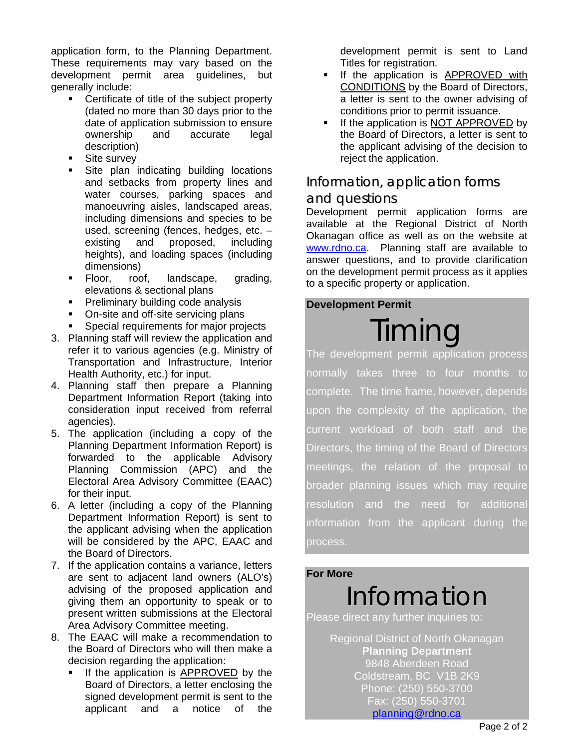application form, to the Planning Department. These requirements may vary based on the development permit area guidelines, but generally include:

- Certificate of title of the subject property (dated no more than 30 days prior to the date of application submission to ensure ownership and accurate legal description)
- Site survey
- Site plan indicating building locations and setbacks from property lines and water courses, parking spaces and manoeuvring aisles, landscaped areas, including dimensions and species to be used, screening (fences, hedges, etc. – existing and proposed, including heights), and loading spaces (including dimensions)
- Floor, roof, landscape, grading, elevations & sectional plans
- Preliminary building code analysis
- On-site and off-site servicing plans
- Special requirements for major projects

3. Planning staff will review the application and refer it to various agencies (e.g. Ministry of Transportation and Infrastructure, Interior Health Authority, etc.) for input.
4. Planning staff then prepare a Planning Department Information Report (taking into consideration input received from referral agencies).
5. The application (including a copy of the Planning Department Information Report) is forwarded to the applicable Advisory Planning Commission (APC) and the Electoral Area Advisory Committee (EAAC) for their input.
6. A letter (including a copy of the Planning Department Information Report) is sent to the applicant advising when the application will be considered by the APC, EAAC and the Board of Directors.
7. If the application contains a variance, letters are sent to adjacent land owners (ALO's) advising of the proposed application and giving them an opportunity to speak or to present written submissions at the Electoral Area Advisory Committee meeting.
8. The EAAC will make a recommendation to the Board of Directors who will then make a decision regarding the application:
   - If the application is APPROVED by the Board of Directors, a letter enclosing the signed development permit is sent to the applicant and a notice of the development permit is sent to Land Titles for registration.
   - If the application is APPROVED with CONDITIONS by the Board of Directors, a letter is sent to the owner advising of conditions prior to permit issuance.
   - If the application is NOT APPROVED by the Board of Directors, a letter is sent to the applicant advising of the decision to reject the application.

## Information, application forms and questions

Development permit application forms are available at the Regional District of North Okanagan office as well as on the website at www.rdno.ca. Planning staff are available to answer questions, and to provide clarification on the development permit process as it applies to a specific property or application.

**Development Permit**

## Timing

The development permit application process normally takes three to four months to complete. The time frame, however, depends upon the complexity of the application, the current workload of both staff and the Directors, the timing of the Board of Directors meetings, the relation of the proposal to broader planning issues which may require resolution and the need for additional information from the applicant during the process.

**For More**

## Information

Please direct any further inquiries to:

Regional District of North Okanagan
**Planning Department**
9848 Aberdeen Road
Coldstream, BC V1B 2K9
Phone: (250) 550-3700
Fax: (250) 550-3701
planning@rdno.ca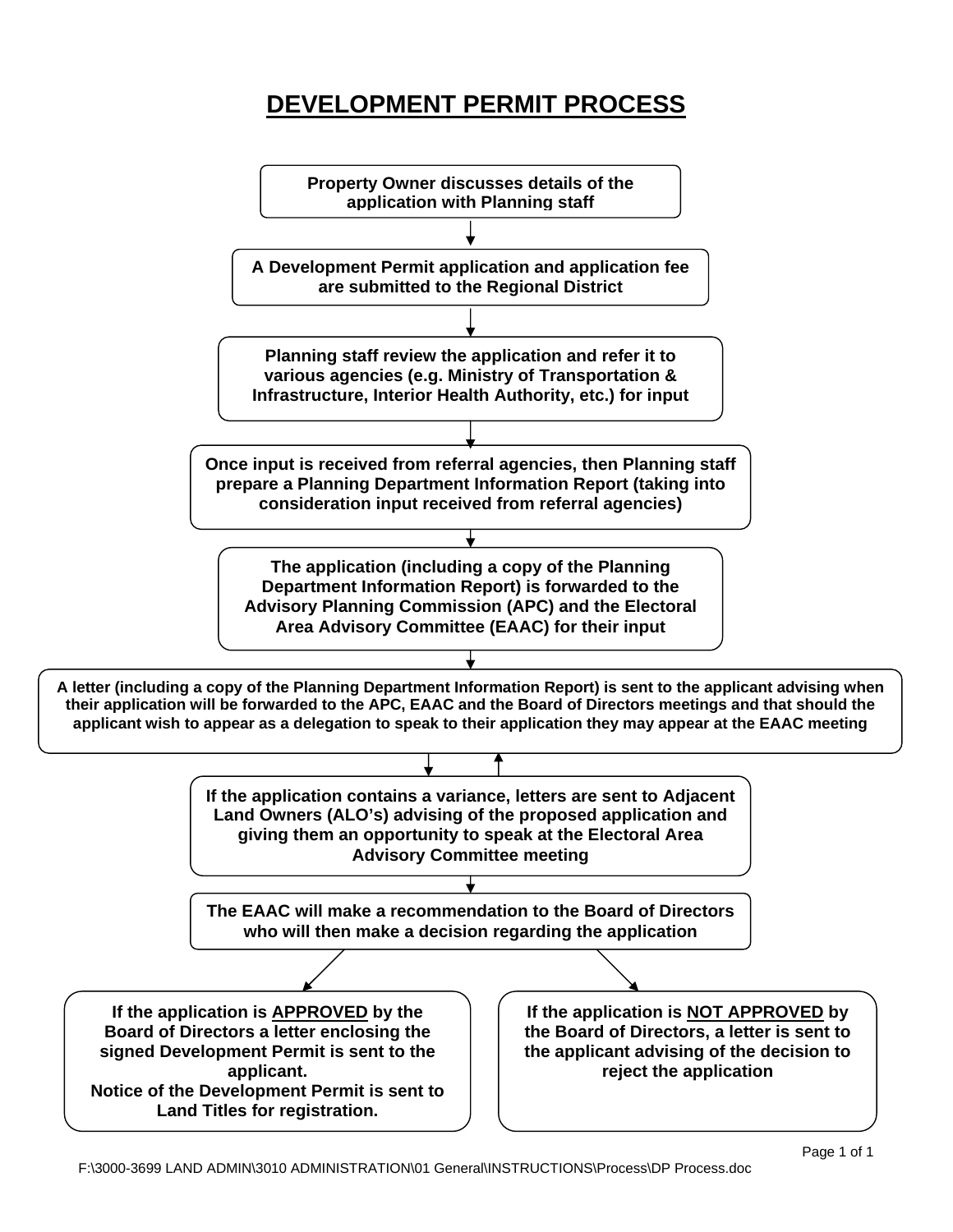# DEVELOPMENT PERMIT PROCESS

**Property Owner discusses details of the application with Planning staff**

↓

**A Development Permit application and application fee are submitted to the Regional District**

↓

**Planning staff review the application and refer it to various agencies (e.g. Ministry of Transportation & Infrastructure, Interior Health Authority, etc.) for input**

↓

**Once input is received from referral agencies, then Planning staff prepare a Planning Department Information Report (taking into consideration input received from referral agencies)**

↓

**The application (including a copy of the Planning Department Information Report) is forwarded to the Advisory Planning Commission (APC) and the Electoral Area Advisory Committee (EAAC) for their input**

↓

**A letter (including a copy of the Planning Department Information Report) is sent to the applicant advising when their application will be forwarded to the APC, EAAC and the Board of Directors meetings and that should the applicant wish to appear as a delegation to speak to their application they may appear at the EAAC meeting**

↓↑

**If the application contains a variance, letters are sent to Adjacent Land Owners (ALO's) advising of the proposed application and giving them an opportunity to speak at the Electoral Area Advisory Committee meeting**

↓

**The EAAC will make a recommendation to the Board of Directors who will then make a decision regarding the application**

↓

**If the application is <u>APPROVED</u> by the Board of Directors a letter enclosing the signed Development Permit is sent to the applicant.**
**Notice of the Development Permit is sent to Land Titles for registration.**

**If the application is <u>NOT APPROVED</u> by the Board of Directors, a letter is sent to the applicant advising of the decision to reject the application**

F:\3000-3699 LAND ADMIN\3010 ADMINISTRATION\01 General\INSTRUCTIONS\Process\DP Process.doc